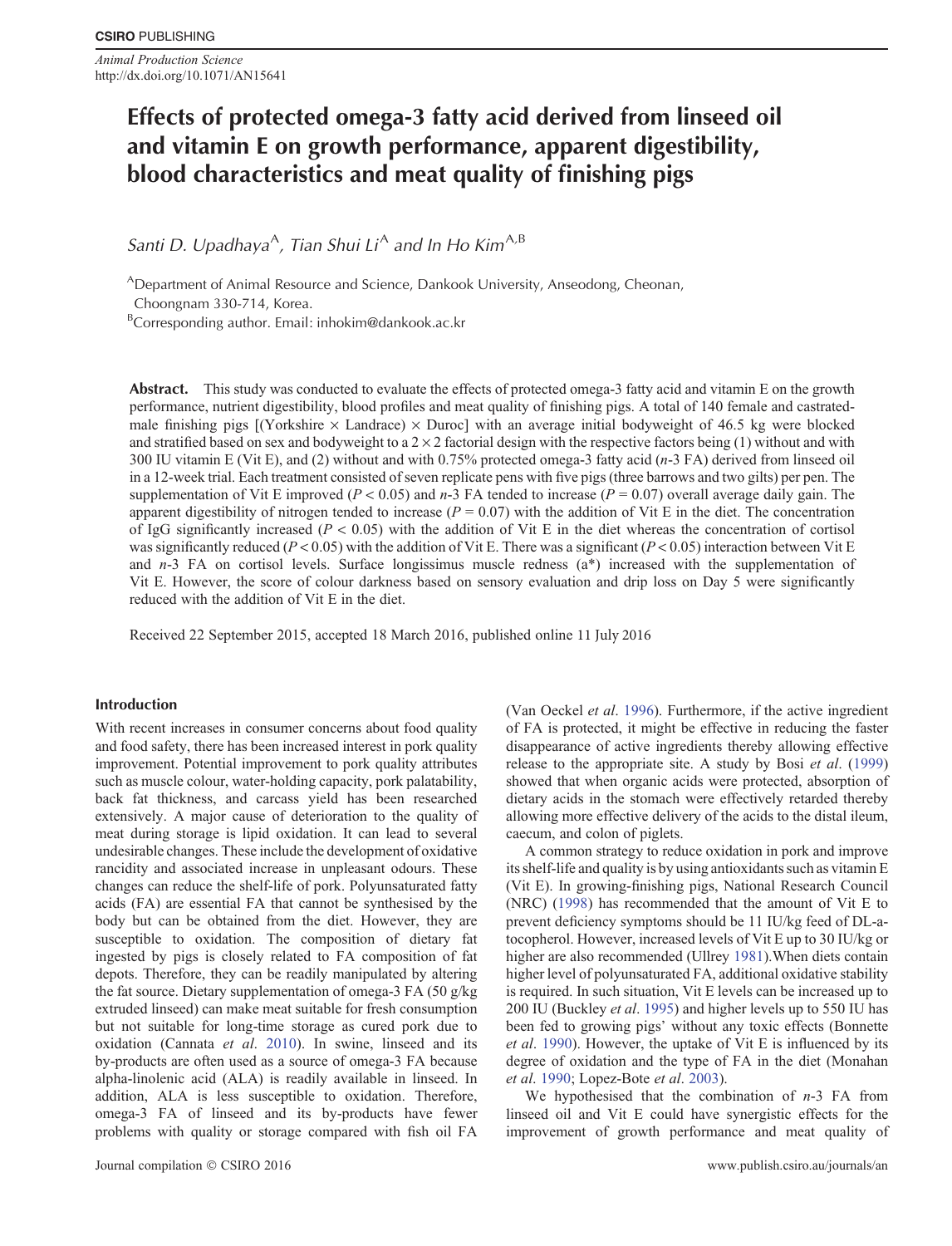# Effects of protected omega-3 fatty acid derived from linseed oil and vitamin E on growth performance, apparent digestibility, blood characteristics and meat quality of finishing pigs

*Santi D. Upadhaya*[A], *Tian Shui Li*[A] *and In Ho Kim*[A,B]

[A]Department of Animal Resource and Science, Dankook University, Anseodong, Cheonan, Choongnam 330-714, Korea.

[B]Corresponding author. Email: inhokim@dankook.ac.kr

**Abstract.** This study was conducted to evaluate the effects of protected omega-3 fatty acid and vitamin E on the growth performance, nutrient digestibility, blood profiles and meat quality of finishing pigs. A total of 140 female and castrated-male finishing pigs [(Yorkshire × Landrace) × Duroc] with an average initial bodyweight of 46.5 kg were blocked and stratified based on sex and bodyweight to a 2 × 2 factorial design with the respective factors being (1) without and with 300 IU vitamin E (Vit E), and (2) without and with 0.75% protected omega-3 fatty acid (*n*-3 FA) derived from linseed oil in a 12-week trial. Each treatment consisted of seven replicate pens with five pigs (three barrows and two gilts) per pen. The supplementation of Vit E improved ($P < 0.05$) and *n*-3 FA tended to increase ($P = 0.07$) overall average daily gain. The apparent digestibility of nitrogen tended to increase ($P = 0.07$) with the addition of Vit E in the diet. The concentration of IgG significantly increased ($P < 0.05$) with the addition of Vit E in the diet whereas the concentration of cortisol was significantly reduced ($P < 0.05$) with the addition of Vit E. There was a significant ($P < 0.05$) interaction between Vit E and *n*-3 FA on cortisol levels. Surface longissimus muscle redness (a*) increased with the supplementation of Vit E. However, the score of colour darkness based on sensory evaluation and drip loss on Day 5 were significantly reduced with the addition of Vit E in the diet.

Received 22 September 2015, accepted 18 March 2016, published online 11 July 2016

## Introduction

With recent increases in consumer concerns about food quality and food safety, there has been increased interest in pork quality improvement. Potential improvement to pork quality attributes such as muscle colour, water-holding capacity, pork palatability, back fat thickness, and carcass yield has been researched extensively. A major cause of deterioration to the quality of meat during storage is lipid oxidation. It can lead to several undesirable changes. These include the development of oxidative rancidity and associated increase in unpleasant odours. These changes can reduce the shelf-life of pork. Polyunsaturated fatty acids (FA) are essential FA that cannot be synthesised by the body but can be obtained from the diet. However, they are susceptible to oxidation. The composition of dietary fat ingested by pigs is closely related to FA composition of fat depots. Therefore, they can be readily manipulated by altering the fat source. Dietary supplementation of omega-3 FA (50 g/kg extruded linseed) can make meat suitable for fresh consumption but not suitable for long-time storage as cured pork due to oxidation (Cannata *et al*. 2010). In swine, linseed and its by-products are often used as a source of omega-3 FA because alpha-linolenic acid (ALA) is readily available in linseed. In addition, ALA is less susceptible to oxidation. Therefore, omega-3 FA of linseed and its by-products have fewer problems with quality or storage compared with fish oil FA (Van Oeckel *et al*. 1996). Furthermore, if the active ingredient of FA is protected, it might be effective in reducing the faster disappearance of active ingredients thereby allowing effective release to the appropriate site. A study by Bosi *et al*. (1999) showed that when organic acids were protected, absorption of dietary acids in the stomach were effectively retarded thereby allowing more effective delivery of the acids to the distal ileum, caecum, and colon of piglets.

A common strategy to reduce oxidation in pork and improve its shelf-life and quality is by using antioxidants such as vitamin E (Vit E). In growing-finishing pigs, National Research Council (NRC) (1998) has recommended that the amount of Vit E to prevent deficiency symptoms should be 11 IU/kg feed of DL-a-tocopherol. However, increased levels of Vit E up to 30 IU/kg or higher are also recommended (Ullrey 1981).When diets contain higher level of polyunsaturated FA, additional oxidative stability is required. In such situation, Vit E levels can be increased up to 200 IU (Buckley *et al*. 1995) and higher levels up to 550 IU has been fed to growing pigs' without any toxic effects (Bonnette *et al*. 1990). However, the uptake of Vit E is influenced by its degree of oxidation and the type of FA in the diet (Monahan *et al*. 1990; Lopez-Bote *et al*. 2003).

We hypothesised that the combination of *n*-3 FA from linseed oil and Vit E could have synergistic effects for the improvement of growth performance and meat quality of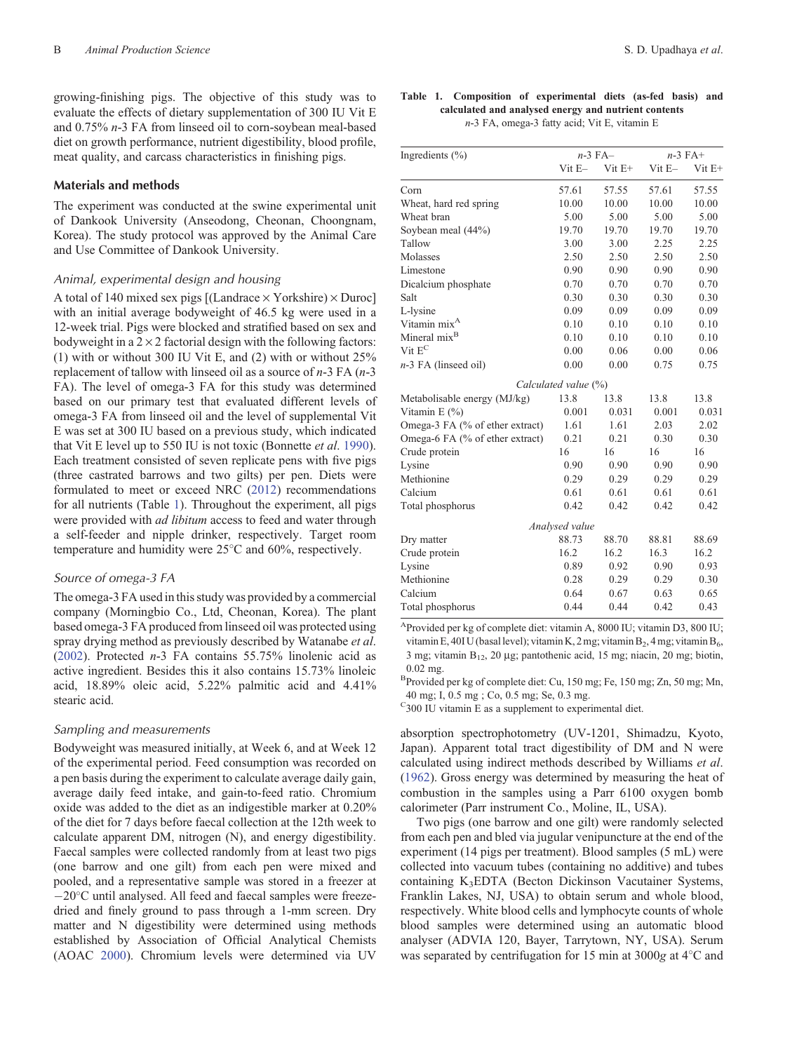growing-finishing pigs. The objective of this study was to evaluate the effects of dietary supplementation of 300 IU Vit E and 0.75% *n*-3 FA from linseed oil to corn-soybean meal-based diet on growth performance, nutrient digestibility, blood profile, meat quality, and carcass characteristics in finishing pigs.

## Materials and methods

The experiment was conducted at the swine experimental unit of Dankook University (Anseodong, Cheonan, Choongnam, Korea). The study protocol was approved by the Animal Care and Use Committee of Dankook University.

### Animal, experimental design and housing

A total of 140 mixed sex pigs [(Landrace × Yorkshire) × Duroc] with an initial average bodyweight of 46.5 kg were used in a 12-week trial. Pigs were blocked and stratified based on sex and bodyweight in a 2 × 2 factorial design with the following factors: (1) with or without 300 IU Vit E, and (2) with or without 25% replacement of tallow with linseed oil as a source of *n*-3 FA (*n*-3 FA). The level of omega-3 FA for this study was determined based on our primary test that evaluated different levels of omega-3 FA from linseed oil and the level of supplemental Vit E was set at 300 IU based on a previous study, which indicated that Vit E level up to 550 IU is not toxic (Bonnette *et al*. 1990). Each treatment consisted of seven replicate pens with five pigs (three castrated barrows and two gilts) per pen. Diets were formulated to meet or exceed NRC (2012) recommendations for all nutrients (Table 1). Throughout the experiment, all pigs were provided with *ad libitum* access to feed and water through a self-feeder and nipple drinker, respectively. Target room temperature and humidity were 25°C and 60%, respectively.

### Source of omega-3 FA

The omega-3 FA used in this study was provided by a commercial company (Morningbio Co., Ltd, Cheonan, Korea). The plant based omega-3 FA produced from linseed oil was protected using spray drying method as previously described by Watanabe *et al*. (2002). Protected *n*-3 FA contains 55.75% linolenic acid as active ingredient. Besides this it also contains 15.73% linoleic acid, 18.89% oleic acid, 5.22% palmitic acid and 4.41% stearic acid.

### Sampling and measurements

Bodyweight was measured initially, at Week 6, and at Week 12 of the experimental period. Feed consumption was recorded on a pen basis during the experiment to calculate average daily gain, average daily feed intake, and gain-to-feed ratio. Chromium oxide was added to the diet as an indigestible marker at 0.20% of the diet for 7 days before faecal collection at the 12th week to calculate apparent DM, nitrogen (N), and energy digestibility. Faecal samples were collected randomly from at least two pigs (one barrow and one gilt) from each pen were mixed and pooled, and a representative sample was stored in a freezer at −20°C until analysed. All feed and faecal samples were freeze-dried and finely ground to pass through a 1-mm screen. Dry matter and N digestibility were determined using methods established by Association of Official Analytical Chemists (AOAC 2000). Chromium levels were determined via UV absorption spectrophotometry (UV-1201, Shimadzu, Kyoto, Japan). Apparent total tract digestibility of DM and N were calculated using indirect methods described by Williams *et al*. (1962). Gross energy was determined by measuring the heat of combustion in the samples using a Parr 6100 oxygen bomb calorimeter (Parr instrument Co., Moline, IL, USA).

Two pigs (one barrow and one gilt) were randomly selected from each pen and bled via jugular venipuncture at the end of the experiment (14 pigs per treatment). Blood samples (5 mL) were collected into vacuum tubes (containing no additive) and tubes containing $K_3EDTA$ (Becton Dickinson Vacutainer Systems, Franklin Lakes, NJ, USA) to obtain serum and whole blood, respectively. White blood cells and lymphocyte counts of whole blood samples were determined using an automatic blood analyser (ADVIA 120, Bayer, Tarrytown, NY, USA). Serum was separated by centrifugation for 15 min at 3000*g* at 4°C and

**Table 1. Composition of experimental diets (as-fed basis) and calculated and analysed energy and nutrient contents**
*n*-3 FA, omega-3 fatty acid; Vit E, vitamin E

| Ingredients (%) | *n*-3 FA– | | *n*-3 FA+ | |
|---|---|---|---|---|
| | Vit E– | Vit E+ | Vit E– | Vit E+ |
| Corn | 57.61 | 57.55 | 57.61 | 57.55 |
| Wheat, hard red spring | 10.00 | 10.00 | 10.00 | 10.00 |
| Wheat bran | 5.00 | 5.00 | 5.00 | 5.00 |
| Soybean meal (44%) | 19.70 | 19.70 | 19.70 | 19.70 |
| Tallow | 3.00 | 3.00 | 2.25 | 2.25 |
| Molasses | 2.50 | 2.50 | 2.50 | 2.50 |
| Limestone | 0.90 | 0.90 | 0.90 | 0.90 |
| Dicalcium phosphate | 0.70 | 0.70 | 0.70 | 0.70 |
| Salt | 0.30 | 0.30 | 0.30 | 0.30 |
| L-lysine | 0.09 | 0.09 | 0.09 | 0.09 |
| Vitamin mix[A] | 0.10 | 0.10 | 0.10 | 0.10 |
| Mineral mix[B] | 0.10 | 0.10 | 0.10 | 0.10 |
| Vit E[C] | 0.00 | 0.06 | 0.00 | 0.06 |
| *n*-3 FA (linseed oil) | 0.00 | 0.00 | 0.75 | 0.75 |
| *Calculated value (%)* | | | | |
| Metabolisable energy (MJ/kg) | 13.8 | 13.8 | 13.8 | 13.8 |
| Vitamin E (%) | 0.001 | 0.031 | 0.001 | 0.031 |
| Omega-3 FA (% of ether extract) | 1.61 | 1.61 | 2.03 | 2.02 |
| Omega-6 FA (% of ether extract) | 0.21 | 0.21 | 0.30 | 0.30 |
| Crude protein | 16 | 16 | 16 | 16 |
| Lysine | 0.90 | 0.90 | 0.90 | 0.90 |
| Methionine | 0.29 | 0.29 | 0.29 | 0.29 |
| Calcium | 0.61 | 0.61 | 0.61 | 0.61 |
| Total phosphorus | 0.42 | 0.42 | 0.42 | 0.42 |
| *Analysed value* | | | | |
| Dry matter | 88.73 | 88.70 | 88.81 | 88.69 |
| Crude protein | 16.2 | 16.2 | 16.3 | 16.2 |
| Lysine | 0.89 | 0.92 | 0.90 | 0.93 |
| Methionine | 0.28 | 0.29 | 0.29 | 0.30 |
| Calcium | 0.64 | 0.67 | 0.63 | 0.65 |
| Total phosphorus | 0.44 | 0.44 | 0.42 | 0.43 |

[A]Provided per kg of complete diet: vitamin A, 8000 IU; vitamin D3, 800 IU; vitamin E, 40 IU (basal level); vitamin K, 2 mg; vitamin $B_2$, 4 mg; vitamin $B_6$, 3 mg; vitamin $B_{12}$, 20 µg; pantothenic acid, 15 mg; niacin, 20 mg; biotin, 0.02 mg.

[B]Provided per kg of complete diet: Cu, 150 mg; Fe, 150 mg; Zn, 50 mg; Mn, 40 mg; I, 0.5 mg ; Co, 0.5 mg; Se, 0.3 mg.

[C]300 IU vitamin E as a supplement to experimental diet.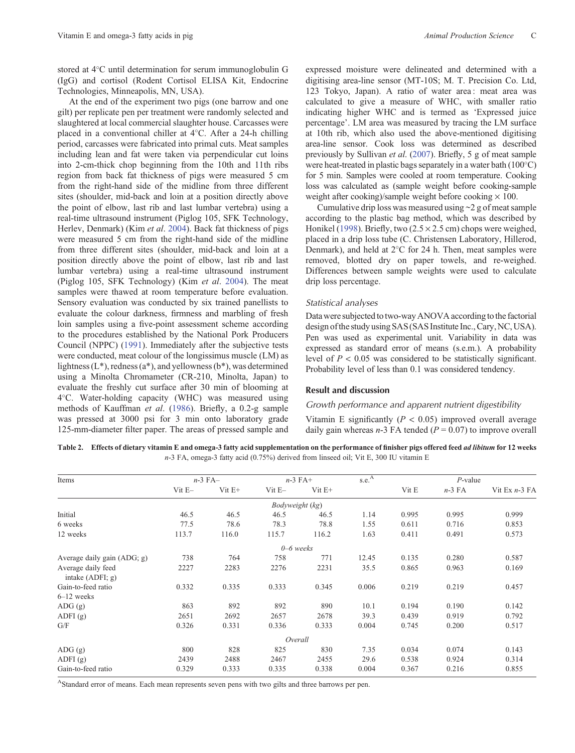stored at 4°C until determination for serum immunoglobulin G (IgG) and cortisol (Rodent Cortisol ELISA Kit, Endocrine Technologies, Minneapolis, MN, USA).

At the end of the experiment two pigs (one barrow and one gilt) per replicate pen per treatment were randomly selected and slaughtered at local commercial slaughter house. Carcasses were placed in a conventional chiller at 4°C. After a 24-h chilling period, carcasses were fabricated into primal cuts. Meat samples including lean and fat were taken via perpendicular cut loins into 2-cm-thick chop beginning from the 10th and 11th ribs region from back fat thickness of pigs were measured 5 cm from the right-hand side of the midline from three different sites (shoulder, mid-back and loin at a position directly above the point of elbow, last rib and last lumbar vertebra) using a real-time ultrasound instrument (Piglog 105, SFK Technology, Herlev, Denmark) (Kim *et al*. 2004). Back fat thickness of pigs were measured 5 cm from the right-hand side of the midline from three different sites (shoulder, mid-back and loin at a position directly above the point of elbow, last rib and last lumbar vertebra) using a real-time ultrasound instrument (Piglog 105, SFK Technology) (Kim *et al*. 2004). The meat samples were thawed at room temperature before evaluation. Sensory evaluation was conducted by six trained panellists to evaluate the colour darkness, firmness and marbling of fresh loin samples using a five-point assessment scheme according to the procedures established by the National Pork Producers Council (NPPC) (1991). Immediately after the subjective tests were conducted, meat colour of the longissimus muscle (LM) as lightness (L*), redness (a*), and yellowness (b*), was determined using a Minolta Chromameter (CR-210, Minolta, Japan) to evaluate the freshly cut surface after 30 min of blooming at 4°C. Water-holding capacity (WHC) was measured using methods of Kauffman *et al*. (1986). Briefly, a 0.2-g sample was pressed at 3000 psi for 3 min onto laboratory grade 125-mm-diameter filter paper. The areas of pressed sample and expressed moisture were delineated and determined with a digitising area-line sensor (MT-10S; M. T. Precision Co. Ltd, 123 Tokyo, Japan). A ratio of water area : meat area was calculated to give a measure of WHC, with smaller ratio indicating higher WHC and is termed as 'Expressed juice percentage'. LM area was measured by tracing the LM surface at 10th rib, which also used the above-mentioned digitising area-line sensor. Cook loss was determined as described previously by Sullivan *et al*. (2007). Briefly, 5 g of meat sample were heat-treated in plastic bags separately in a water bath (100°C) for 5 min. Samples were cooled at room temperature. Cooking loss was calculated as (sample weight before cooking-sample weight after cooking)/sample weight before cooking × 100.

Cumulative drip loss was measured using ~2 g of meat sample according to the plastic bag method, which was described by Honikel (1998). Briefly, two (2.5 × 2.5 cm) chops were weighed, placed in a drip loss tube (C. Christensen Laboratory, Hillerod, Denmark), and held at 2°C for 24 h. Then, meat samples were removed, blotted dry on paper towels, and re-weighed. Differences between sample weights were used to calculate drip loss percentage.

### Statistical analyses

Data were subjected to two-way ANOVA according to the factorial design of the study using SAS (SAS Institute Inc., Cary, NC, USA). Pen was used as experimental unit. Variability in data was expressed as standard error of means (s.e.m.). A probability level of $P < 0.05$ was considered to be statistically significant. Probability level of less than 0.1 was considered tendency.

## Result and discussion

### Growth performance and apparent nutrient digestibility

Vitamin E significantly ($P < 0.05$) improved overall average daily gain whereas *n*-3 FA tended ($P = 0.07$) to improve overall

**Table 2. Effects of dietary vitamin E and omega-3 fatty acid supplementation on the performance of finisher pigs offered feed *ad libitum* for 12 weeks**
*n*-3 FA, omega-3 fatty acid (0.75%) derived from linseed oil; Vit E, 300 IU vitamin E

| Items | *n*-3 FA– | | *n*-3 FA+ | | s.e.[A] | *P*-value | | |
|---|---|---|---|---|---|---|---|---|
| | Vit E– | Vit E+ | Vit E– | Vit E+ | | Vit E | *n*-3 FA | Vit E× *n*-3 FA |
| *Bodyweight (kg)* | | | | | | | | |
| Initial | 46.5 | 46.5 | 46.5 | 46.5 | 1.14 | 0.995 | 0.995 | 0.999 |
| 6 weeks | 77.5 | 78.6 | 78.3 | 78.8 | 1.55 | 0.611 | 0.716 | 0.853 |
| 12 weeks | 113.7 | 116.0 | 115.7 | 116.2 | 1.63 | 0.411 | 0.491 | 0.573 |
| *0–6 weeks* | | | | | | | | |
| Average daily gain (ADG; g) | 738 | 764 | 758 | 771 | 12.45 | 0.135 | 0.280 | 0.587 |
| Average daily feed intake (ADFI; g) | 2227 | 2283 | 2276 | 2231 | 35.5 | 0.865 | 0.963 | 0.169 |
| Gain-to-feed ratio | 0.332 | 0.335 | 0.333 | 0.345 | 0.006 | 0.219 | 0.219 | 0.457 |
| 6–12 weeks | | | | | | | | |
| ADG (g) | 863 | 892 | 892 | 890 | 10.1 | 0.194 | 0.190 | 0.142 |
| ADFI (g) | 2651 | 2692 | 2657 | 2678 | 39.3 | 0.439 | 0.919 | 0.792 |
| G/F | 0.326 | 0.331 | 0.336 | 0.333 | 0.004 | 0.745 | 0.200 | 0.517 |
| *Overall* | | | | | | | | |
| ADG (g) | 800 | 828 | 825 | 830 | 7.35 | 0.034 | 0.074 | 0.143 |
| ADFI (g) | 2439 | 2488 | 2467 | 2455 | 29.6 | 0.538 | 0.924 | 0.314 |
| Gain-to-feed ratio | 0.329 | 0.333 | 0.335 | 0.338 | 0.004 | 0.367 | 0.216 | 0.855 |

[A]Standard error of means. Each mean represents seven pens with two gilts and three barrows per pen.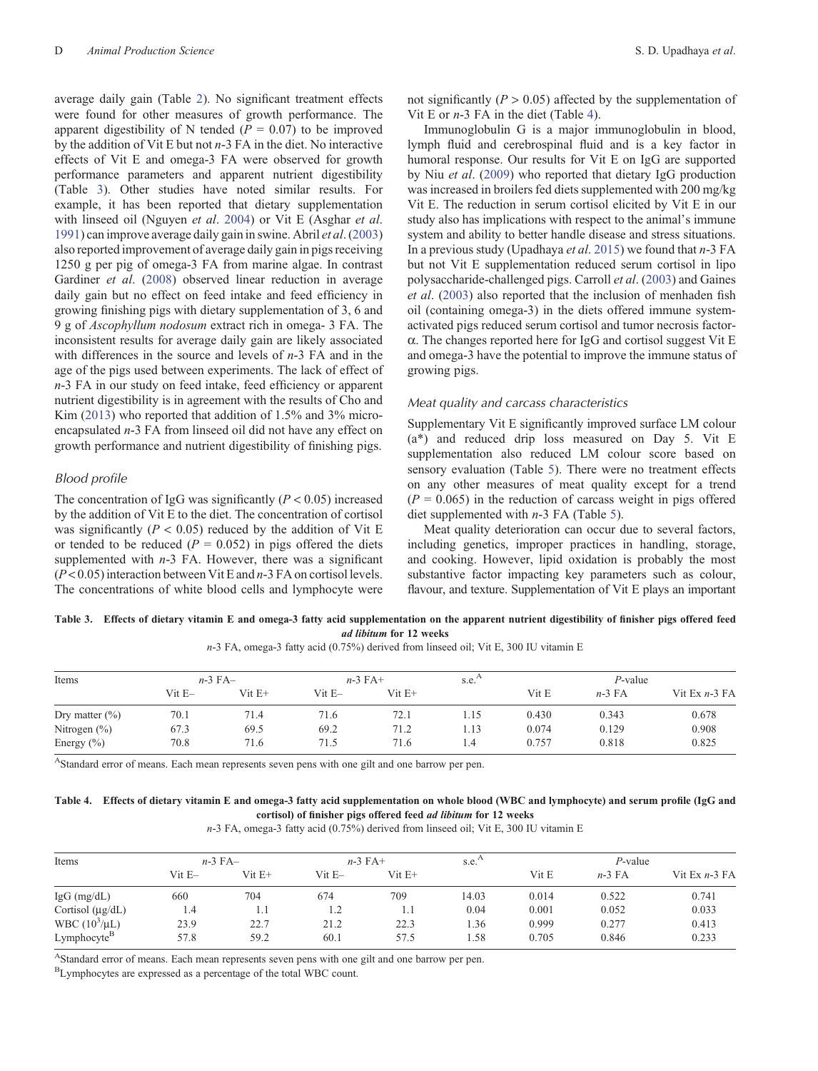average daily gain (Table 2). No significant treatment effects were found for other measures of growth performance. The apparent digestibility of N tended ($P$ = 0.07) to be improved by the addition of Vit E but not $n$-3 FA in the diet. No interactive effects of Vit E and omega-3 FA were observed for growth performance parameters and apparent nutrient digestibility (Table 3). Other studies have noted similar results. For example, it has been reported that dietary supplementation with linseed oil (Nguyen *et al*. 2004) or Vit E (Asghar *et al*. 1991) can improve average daily gain in swine. Abril *et al*. (2003) also reported improvement of average daily gain in pigs receiving 1250 g per pig of omega-3 FA from marine algae. In contrast Gardiner *et al*. (2008) observed linear reduction in average daily gain but no effect on feed intake and feed efficiency in growing finishing pigs with dietary supplementation of 3, 6 and 9 g of *Ascophyllum nodosum* extract rich in omega- 3 FA. The inconsistent results for average daily gain are likely associated with differences in the source and levels of $n$-3 FA and in the age of the pigs used between experiments. The lack of effect of $n$-3 FA in our study on feed intake, feed efficiency or apparent nutrient digestibility is in agreement with the results of Cho and Kim (2013) who reported that addition of 1.5% and 3% micro-encapsulated $n$-3 FA from linseed oil did not have any effect on growth performance and nutrient digestibility of finishing pigs.

### Blood profile

The concentration of IgG was significantly ($P < 0.05$) increased by the addition of Vit E to the diet. The concentration of cortisol was significantly ($P < 0.05$) reduced by the addition of Vit E or tended to be reduced ($P$ = 0.052) in pigs offered the diets supplemented with $n$-3 FA. However, there was a significant ($P < 0.05$) interaction between Vit E and $n$-3 FA on cortisol levels. The concentrations of white blood cells and lymphocyte were not significantly ($P > 0.05$) affected by the supplementation of Vit E or $n$-3 FA in the diet (Table 4).

Immunoglobulin G is a major immunoglobulin in blood, lymph fluid and cerebrospinal fluid and is a key factor in humoral response. Our results for Vit E on IgG are supported by Niu *et al*. (2009) who reported that dietary IgG production was increased in broilers fed diets supplemented with 200 mg/kg Vit E. The reduction in serum cortisol elicited by Vit E in our study also has implications with respect to the animal's immune system and ability to better handle disease and stress situations. In a previous study (Upadhaya *et al*. 2015) we found that $n$-3 FA but not Vit E supplementation reduced serum cortisol in lipo polysaccharide-challenged pigs. Carroll *et al*. (2003) and Gaines *et al*. (2003) also reported that the inclusion of menhaden fish oil (containing omega-3) in the diets offered immune system-activated pigs reduced serum cortisol and tumor necrosis factor-α. The changes reported here for IgG and cortisol suggest Vit E and omega-3 have the potential to improve the immune status of growing pigs.

### Meat quality and carcass characteristics

Supplementary Vit E significantly improved surface LM colour (a*) and reduced drip loss measured on Day 5. Vit E supplementation also reduced LM colour score based on sensory evaluation (Table 5). There were no treatment effects on any other measures of meat quality except for a trend ($P$ = 0.065) in the reduction of carcass weight in pigs offered diet supplemented with $n$-3 FA (Table 5).

Meat quality deterioration can occur due to several factors, including genetics, improper practices in handling, storage, and cooking. However, lipid oxidation is probably the most substantive factor impacting key parameters such as colour, flavour, and texture. Supplementation of Vit E plays an important

**Table 3. Effects of dietary vitamin E and omega-3 fatty acid supplementation on the apparent nutrient digestibility of finisher pigs offered feed *ad libitum* for 12 weeks**

$n$-3 FA, omega-3 fatty acid (0.75%) derived from linseed oil; Vit E, 300 IU vitamin E

| Items | $n$-3 FA– | | $n$-3 FA+ | | s.e.[A] | $P$-value | | |
|---|---|---|---|---|---|---|---|---|
| | Vit E– | Vit E+ | Vit E– | Vit E+ | | Vit E | $n$-3 FA | Vit E x $n$-3 FA |
| Dry matter (%) | 70.1 | 71.4 | 71.6 | 72.1 | 1.15 | 0.430 | 0.343 | 0.678 |
| Nitrogen (%) | 67.3 | 69.5 | 69.2 | 71.2 | 1.13 | 0.074 | 0.129 | 0.908 |
| Energy (%) | 70.8 | 71.6 | 71.5 | 71.6 | 1.4 | 0.757 | 0.818 | 0.825 |

[A]Standard error of means. Each mean represents seven pens with one gilt and one barrow per pen.

**Table 4. Effects of dietary vitamin E and omega-3 fatty acid supplementation on whole blood (WBC and lymphocyte) and serum profile (IgG and cortisol) of finisher pigs offered feed *ad libitum* for 12 weeks**

$n$-3 FA, omega-3 fatty acid (0.75%) derived from linseed oil; Vit E, 300 IU vitamin E

| Items | $n$-3 FA– | | $n$-3 FA+ | | s.e.[A] | $P$-value | | |
|---|---|---|---|---|---|---|---|---|
| | Vit E– | Vit E+ | Vit E– | Vit E+ | | Vit E | $n$-3 FA | Vit E x $n$-3 FA |
| IgG (mg/dL) | 660 | 704 | 674 | 709 | 14.03 | 0.014 | 0.522 | 0.741 |
| Cortisol (μg/dL) | 1.4 | 1.1 | 1.2 | 1.1 | 0.04 | 0.001 | 0.052 | 0.033 |
| WBC ($10^3$/μL) | 23.9 | 22.7 | 21.2 | 22.3 | 1.36 | 0.999 | 0.277 | 0.413 |
| Lymphocyte[B] | 57.8 | 59.2 | 60.1 | 57.5 | 1.58 | 0.705 | 0.846 | 0.233 |

[A]Standard error of means. Each mean represents seven pens with one gilt and one barrow per pen.

[B]Lymphocytes are expressed as a percentage of the total WBC count.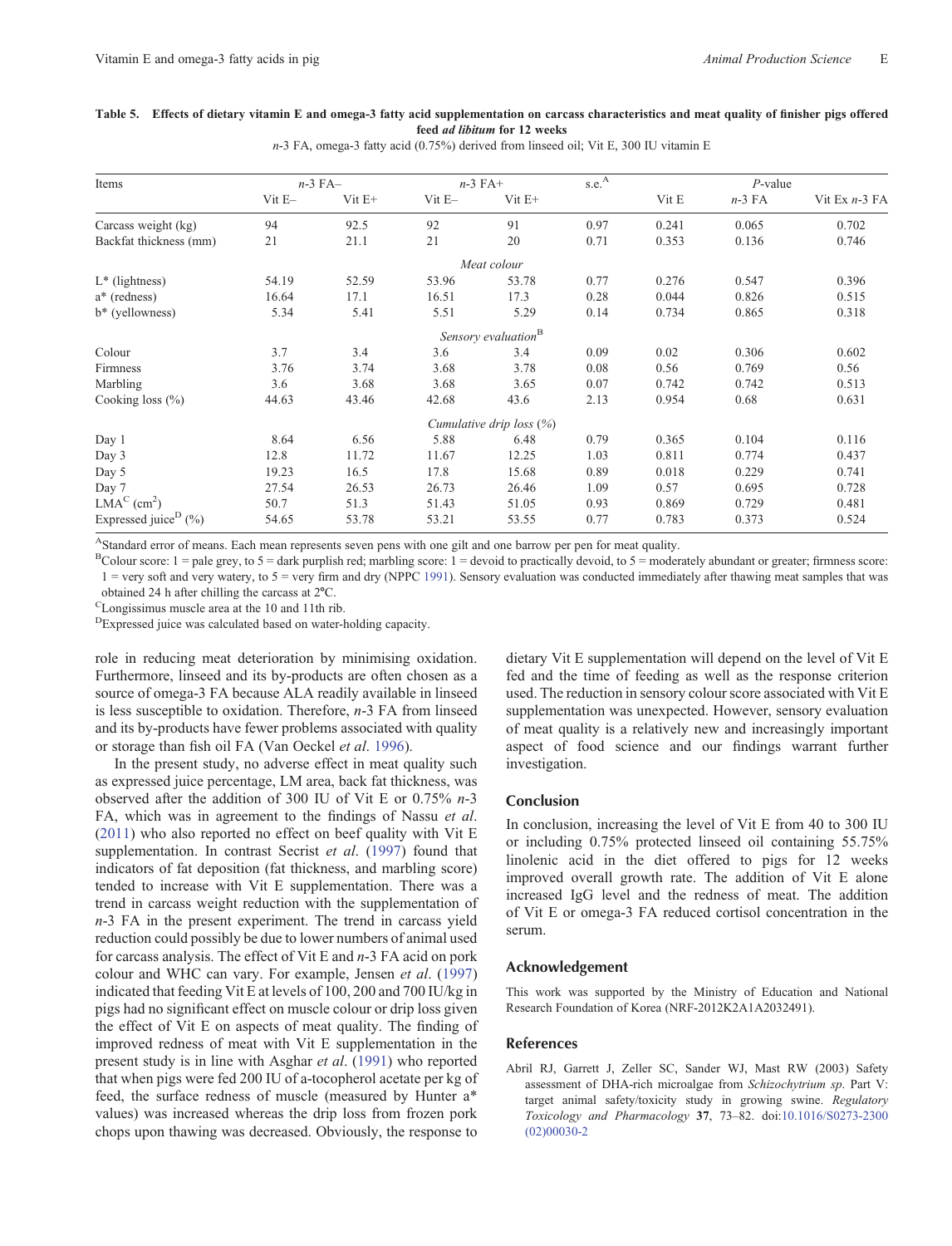**Table 5. Effects of dietary vitamin E and omega-3 fatty acid supplementation on carcass characteristics and meat quality of finisher pigs offered feed *ad libitum* for 12 weeks**

*n*-3 FA, omega-3 fatty acid (0.75%) derived from linseed oil; Vit E, 300 IU vitamin E

| Items | *n*-3 FA– | | *n*-3 FA+ | | s.e.[A] | *P*-value | | |
|---|---|---|---|---|---|---|---|---|
| | Vit E– | Vit E+ | Vit E– | Vit E+ | | Vit E | *n*-3 FA | Vit E x *n*-3 FA |
| Carcass weight (kg) | 94 | 92.5 | 92 | 91 | 0.97 | 0.241 | 0.065 | 0.702 |
| Backfat thickness (mm) | 21 | 21.1 | 21 | 20 | 0.71 | 0.353 | 0.136 | 0.746 |
| *Meat colour* | | | | | | | | |
| L* (lightness) | 54.19 | 52.59 | 53.96 | 53.78 | 0.77 | 0.276 | 0.547 | 0.396 |
| a* (redness) | 16.64 | 17.1 | 16.51 | 17.3 | 0.28 | 0.044 | 0.826 | 0.515 |
| b* (yellowness) | 5.34 | 5.41 | 5.51 | 5.29 | 0.14 | 0.734 | 0.865 | 0.318 |
| *Sensory evaluation*[B] | | | | | | | | |
| Colour | 3.7 | 3.4 | 3.6 | 3.4 | 0.09 | 0.02 | 0.306 | 0.602 |
| Firmness | 3.76 | 3.74 | 3.68 | 3.78 | 0.08 | 0.56 | 0.769 | 0.56 |
| Marbling | 3.6 | 3.68 | 3.68 | 3.65 | 0.07 | 0.742 | 0.742 | 0.513 |
| Cooking loss (%) | 44.63 | 43.46 | 42.68 | 43.6 | 2.13 | 0.954 | 0.68 | 0.631 |
| *Cumulative drip loss (%)* | | | | | | | | |
| Day 1 | 8.64 | 6.56 | 5.88 | 6.48 | 0.79 | 0.365 | 0.104 | 0.116 |
| Day 3 | 12.8 | 11.72 | 11.67 | 12.25 | 1.03 | 0.811 | 0.774 | 0.437 |
| Day 5 | 19.23 | 16.5 | 17.8 | 15.68 | 0.89 | 0.018 | 0.229 | 0.741 |
| Day 7 | 27.54 | 26.53 | 26.73 | 26.46 | 1.09 | 0.57 | 0.695 | 0.728 |
| LMA[C] ($cm^2$) | 50.7 | 51.3 | 51.43 | 51.05 | 0.93 | 0.869 | 0.729 | 0.481 |
| Expressed juice[D] (%) | 54.65 | 53.78 | 53.21 | 53.55 | 0.77 | 0.783 | 0.373 | 0.524 |

[A]Standard error of means. Each mean represents seven pens with one gilt and one barrow per pen for meat quality.
[B]Colour score: 1 = pale grey, to 5 = dark purplish red; marbling score: 1 = devoid to practically devoid, to 5 = moderately abundant or greater; firmness score: 1 = very soft and very watery, to 5 = very firm and dry (NPPC 1991). Sensory evaluation was conducted immediately after thawing meat samples that was obtained 24 h after chilling the carcass at 2°C.
[C]Longissimus muscle area at the 10 and 11th rib.
[D]Expressed juice was calculated based on water-holding capacity.

role in reducing meat deterioration by minimising oxidation. Furthermore, linseed and its by-products are often chosen as a source of omega-3 FA because ALA readily available in linseed is less susceptible to oxidation. Therefore, *n*-3 FA from linseed and its by-products have fewer problems associated with quality or storage than fish oil FA (Van Oeckel *et al*. 1996).

In the present study, no adverse effect in meat quality such as expressed juice percentage, LM area, back fat thickness, was observed after the addition of 300 IU of Vit E or 0.75% *n*-3 FA, which was in agreement to the findings of Nassu *et al*. (2011) who also reported no effect on beef quality with Vit E supplementation. In contrast Secrist *et al*. (1997) found that indicators of fat deposition (fat thickness, and marbling score) tended to increase with Vit E supplementation. There was a trend in carcass weight reduction with the supplementation of *n*-3 FA in the present experiment. The trend in carcass yield reduction could possibly be due to lower numbers of animal used for carcass analysis. The effect of Vit E and *n*-3 FA acid on pork colour and WHC can vary. For example, Jensen *et al*. (1997) indicated that feeding Vit E at levels of 100, 200 and 700 IU/kg in pigs had no significant effect on muscle colour or drip loss given the effect of Vit E on aspects of meat quality. The finding of improved redness of meat with Vit E supplementation in the present study is in line with Asghar *et al*. (1991) who reported that when pigs were fed 200 IU of a-tocopherol acetate per kg of feed, the surface redness of muscle (measured by Hunter a* values) was increased whereas the drip loss from frozen pork chops upon thawing was decreased. Obviously, the response to dietary Vit E supplementation will depend on the level of Vit E fed and the time of feeding as well as the response criterion used. The reduction in sensory colour score associated with Vit E supplementation was unexpected. However, sensory evaluation of meat quality is a relatively new and increasingly important aspect of food science and our findings warrant further investigation.

## Conclusion

In conclusion, increasing the level of Vit E from 40 to 300 IU or including 0.75% protected linseed oil containing 55.75% linolenic acid in the diet offered to pigs for 12 weeks improved overall growth rate. The addition of Vit E alone increased IgG level and the redness of meat. The addition of Vit E or omega-3 FA reduced cortisol concentration in the serum.

## Acknowledgement

This work was supported by the Ministry of Education and National Research Foundation of Korea (NRF-2012K2A1A2032491).

## References

Abril RJ, Garrett J, Zeller SC, Sander WJ, Mast RW (2003) Safety assessment of DHA-rich microalgae from *Schizochytrium sp*. Part V: target animal safety/toxicity study in growing swine. *Regulatory Toxicology and Pharmacology* **37**, 73–82. doi:10.1016/S0273-2300(02)00030-2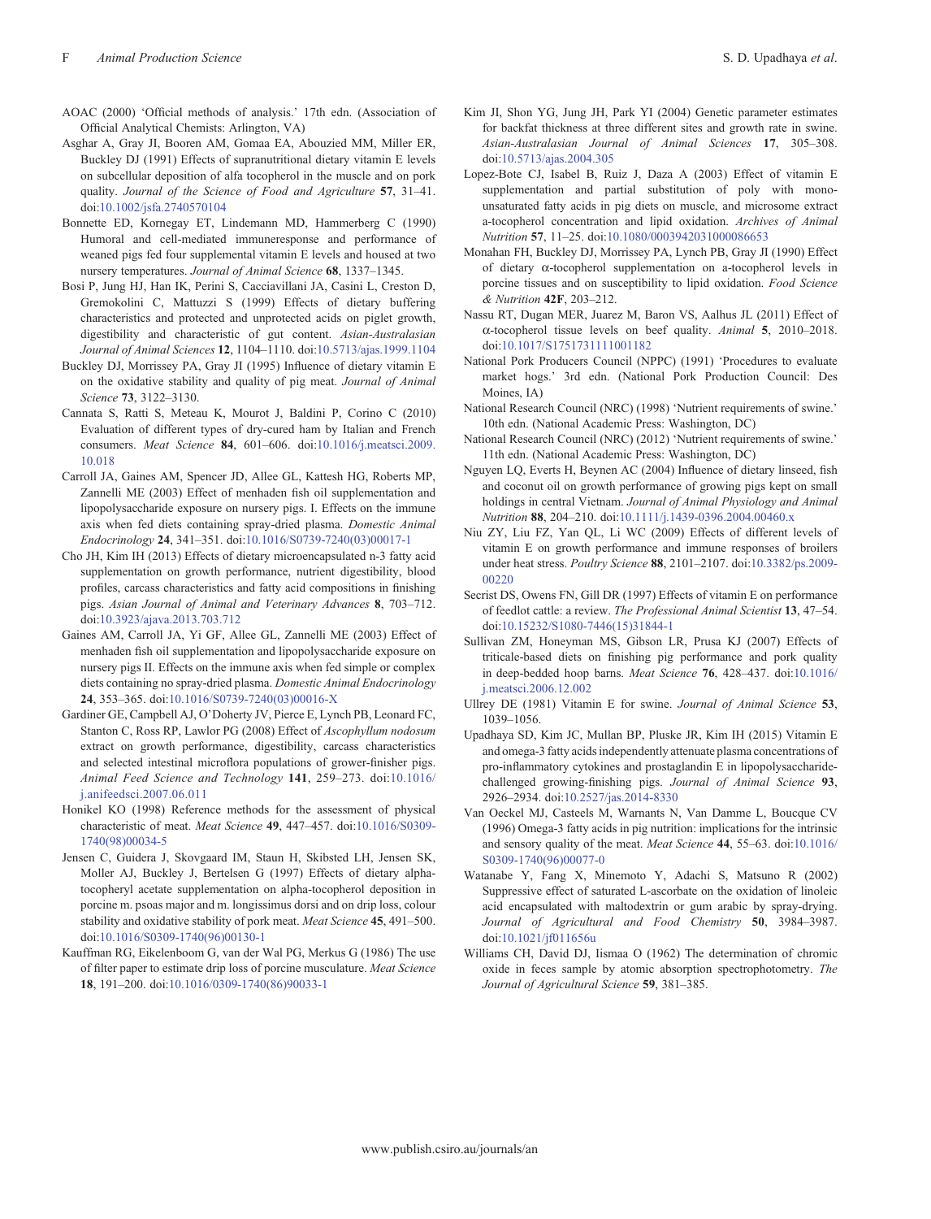AOAC (2000) 'Official methods of analysis.' 17th edn. (Association of Official Analytical Chemists: Arlington, VA)

Asghar A, Gray JI, Booren AM, Gomaa EA, Abouzied MM, Miller ER, Buckley DJ (1991) Effects of supranutritional dietary vitamin E levels on subcellular deposition of alfa tocopherol in the muscle and on pork quality. *Journal of the Science of Food and Agriculture* **57**, 31–41. doi:10.1002/jsfa.2740570104

Bonnette ED, Kornegay ET, Lindemann MD, Hammerberg C (1990) Humoral and cell-mediated immuneresponse and performance of weaned pigs fed four supplemental vitamin E levels and housed at two nursery temperatures. *Journal of Animal Science* **68**, 1337–1345.

Bosi P, Jung HJ, Han IK, Perini S, Cacciavillani JA, Casini L, Creston D, Gremokolini C, Mattuzzi S (1999) Effects of dietary buffering characteristics and protected and unprotected acids on piglet growth, digestibility and characteristic of gut content. *Asian-Australasian Journal of Animal Sciences* **12**, 1104–1110. doi:10.5713/ajas.1999.1104

Buckley DJ, Morrissey PA, Gray JI (1995) Influence of dietary vitamin E on the oxidative stability and quality of pig meat. *Journal of Animal Science* **73**, 3122–3130.

Cannata S, Ratti S, Meteau K, Mourot J, Baldini P, Corino C (2010) Evaluation of different types of dry-cured ham by Italian and French consumers. *Meat Science* **84**, 601–606. doi:10.1016/j.meatsci.2009.10.018

Carroll JA, Gaines AM, Spencer JD, Allee GL, Kattesh HG, Roberts MP, Zannelli ME (2003) Effect of menhaden fish oil supplementation and lipopolysaccharide exposure on nursery pigs. I. Effects on the immune axis when fed diets containing spray-dried plasma. *Domestic Animal Endocrinology* **24**, 341–351. doi:10.1016/S0739-7240(03)00017-1

Cho JH, Kim IH (2013) Effects of dietary microencapsulated n-3 fatty acid supplementation on growth performance, nutrient digestibility, blood profiles, carcass characteristics and fatty acid compositions in finishing pigs. *Asian Journal of Animal and Veterinary Advances* **8**, 703–712. doi:10.3923/ajava.2013.703.712

Gaines AM, Carroll JA, Yi GF, Allee GL, Zannelli ME (2003) Effect of menhaden fish oil supplementation and lipopolysaccharide exposure on nursery pigs II. Effects on the immune axis when fed simple or complex diets containing no spray-dried plasma. *Domestic Animal Endocrinology* **24**, 353–365. doi:10.1016/S0739-7240(03)00016-X

Gardiner GE, Campbell AJ, O'Doherty JV, Pierce E, Lynch PB, Leonard FC, Stanton C, Ross RP, Lawlor PG (2008) Effect of *Ascophyllum nodosum* extract on growth performance, digestibility, carcass characteristics and selected intestinal microflora populations of grower-finisher pigs. *Animal Feed Science and Technology* **141**, 259–273. doi:10.1016/j.anifeedsci.2007.06.011

Honikel KO (1998) Reference methods for the assessment of physical characteristic of meat. *Meat Science* **49**, 447–457. doi:10.1016/S0309-1740(98)00034-5

Jensen C, Guidera J, Skovgaard IM, Staun H, Skibsted LH, Jensen SK, Moller AJ, Buckley J, Bertelsen G (1997) Effects of dietary alpha-tocopheryl acetate supplementation on alpha-tocopherol deposition in porcine m. psoas major and m. longissimus dorsi and on drip loss, colour stability and oxidative stability of pork meat. *Meat Science* **45**, 491–500. doi:10.1016/S0309-1740(96)00130-1

Kauffman RG, Eikelenboom G, van der Wal PG, Merkus G (1986) The use of filter paper to estimate drip loss of porcine musculature. *Meat Science* **18**, 191–200. doi:10.1016/0309-1740(86)90033-1

Kim JI, Shon YG, Jung JH, Park YI (2004) Genetic parameter estimates for backfat thickness at three different sites and growth rate in swine. *Asian-Australasian Journal of Animal Sciences* **17**, 305–308. doi:10.5713/ajas.2004.305

Lopez-Bote CJ, Isabel B, Ruiz J, Daza A (2003) Effect of vitamin E supplementation and partial substitution of poly with mono-unsaturated fatty acids in pig diets on muscle, and microsome extract a-tocopherol concentration and lipid oxidation. *Archives of Animal Nutrition* **57**, 11–25. doi:10.1080/0003942031000086653

Monahan FH, Buckley DJ, Morrissey PA, Lynch PB, Gray JI (1990) Effect of dietary α-tocopherol supplementation on a-tocopherol levels in porcine tissues and on susceptibility to lipid oxidation. *Food Science & Nutrition* **42F**, 203–212.

Nassu RT, Dugan MER, Juarez M, Baron VS, Aalhus JL (2011) Effect of α-tocopherol tissue levels on beef quality. *Animal* **5**, 2010–2018. doi:10.1017/S1751731111001182

National Pork Producers Council (NPPC) (1991) 'Procedures to evaluate market hogs.' 3rd edn. (National Pork Production Council: Des Moines, IA)

National Research Council (NRC) (1998) 'Nutrient requirements of swine.' 10th edn. (National Academic Press: Washington, DC)

National Research Council (NRC) (2012) 'Nutrient requirements of swine.' 11th edn. (National Academic Press: Washington, DC)

Nguyen LQ, Everts H, Beynen AC (2004) Influence of dietary linseed, fish and coconut oil on growth performance of growing pigs kept on small holdings in central Vietnam. *Journal of Animal Physiology and Animal Nutrition* **88**, 204–210. doi:10.1111/j.1439-0396.2004.00460.x

Niu ZY, Liu FZ, Yan QL, Li WC (2009) Effects of different levels of vitamin E on growth performance and immune responses of broilers under heat stress. *Poultry Science* **88**, 2101–2107. doi:10.3382/ps.2009-00220

Secrist DS, Owens FN, Gill DR (1997) Effects of vitamin E on performance of feedlot cattle: a review. *The Professional Animal Scientist* **13**, 47–54. doi:10.15232/S1080-7446(15)31844-1

Sullivan ZM, Honeyman MS, Gibson LR, Prusa KJ (2007) Effects of triticale-based diets on finishing pig performance and pork quality in deep-bedded hoop barns. *Meat Science* **76**, 428–437. doi:10.1016/j.meatsci.2006.12.002

Ullrey DE (1981) Vitamin E for swine. *Journal of Animal Science* **53**, 1039–1056.

Upadhaya SD, Kim JC, Mullan BP, Pluske JR, Kim IH (2015) Vitamin E and omega-3 fatty acids independently attenuate plasma concentrations of pro-inflammatory cytokines and prostaglandin E in lipopolysaccharide-challenged growing-finishing pigs. *Journal of Animal Science* **93**, 2926–2934. doi:10.2527/jas.2014-8330

Van Oeckel MJ, Casteels M, Warnants N, Van Damme L, Boucque CV (1996) Omega-3 fatty acids in pig nutrition: implications for the intrinsic and sensory quality of the meat. *Meat Science* **44**, 55–63. doi:10.1016/S0309-1740(96)00077-0

Watanabe Y, Fang X, Minemoto Y, Adachi S, Matsuno R (2002) Suppressive effect of saturated L-ascorbate on the oxidation of linoleic acid encapsulated with maltodextrin or gum arabic by spray-drying. *Journal of Agricultural and Food Chemistry* **50**, 3984–3987. doi:10.1021/jf011656u

Williams CH, David DJ, Iismaa O (1962) The determination of chromic oxide in feces sample by atomic absorption spectrophotometry. *The Journal of Agricultural Science* **59**, 381–385.